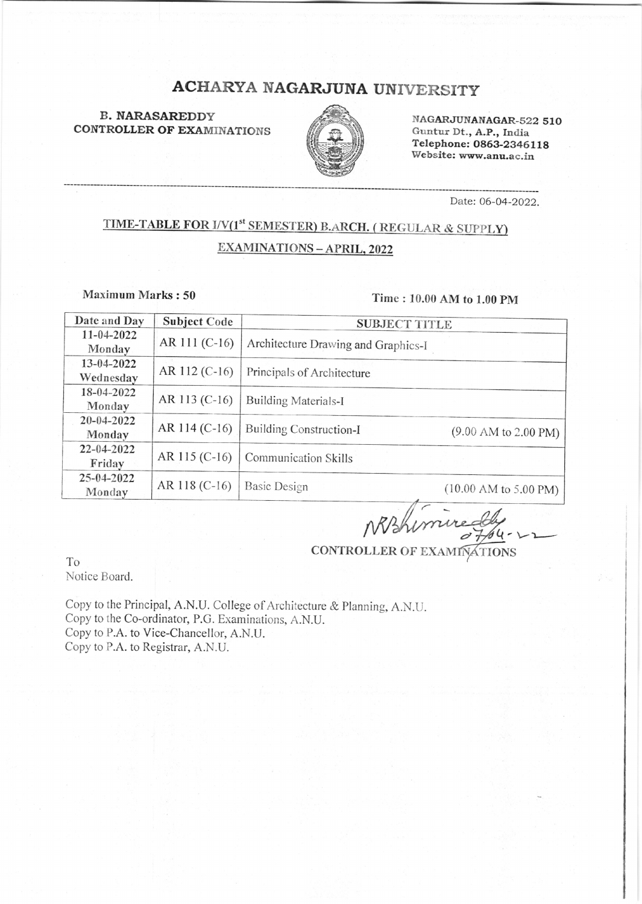# ACHARYA NAGARJUNA UNIVERSITY

**B. NARASAREDDY**
**CONTROLLER OF EXAMINATIONS**

NAGARJUNANAGAR-522 510
Guntur Dt., A.P., India
Telephone: 0863-2346118
Website: www.anu.ac.in

Date: 06-04-2022.

## TIME-TABLE FOR I/V(1st SEMESTER) B.ARCH. ( REGULAR & SUPPLY) EXAMINATIONS – APRIL, 2022

**Maximum Marks : 50** | **Time : 10.00 AM to 1.00 PM**

| Date and Day | Subject Code | SUBJECT TITLE |
|---|---|---|
| 11-04-2022 Monday | AR 111 (C-16) | Architecture Drawing and Graphics-I |
| 13-04-2022 Wednesday | AR 112 (C-16) | Principals of Architecture |
| 18-04-2022 Monday | AR 113 (C-16) | Building Materials-I |
| 20-04-2022 Monday | AR 114 (C-16) | Building Construction-I (9.00 AM to 2.00 PM) |
| 22-04-2022 Friday | AR 115 (C-16) | Communication Skills |
| 25-04-2022 Monday | AR 118 (C-16) | Basic Design (10.00 AM to 5.00 PM) |

NRBhimireddy 07/04-22
**CONTROLLER OF EXAMINATIONS**

To
Notice Board.

Copy to the Principal, A.N.U. College of Architecture & Planning, A.N.U.
Copy to the Co-ordinator, P.G. Examinations, A.N.U.
Copy to P.A. to Vice-Chancellor, A.N.U.
Copy to P.A. to Registrar, A.N.U.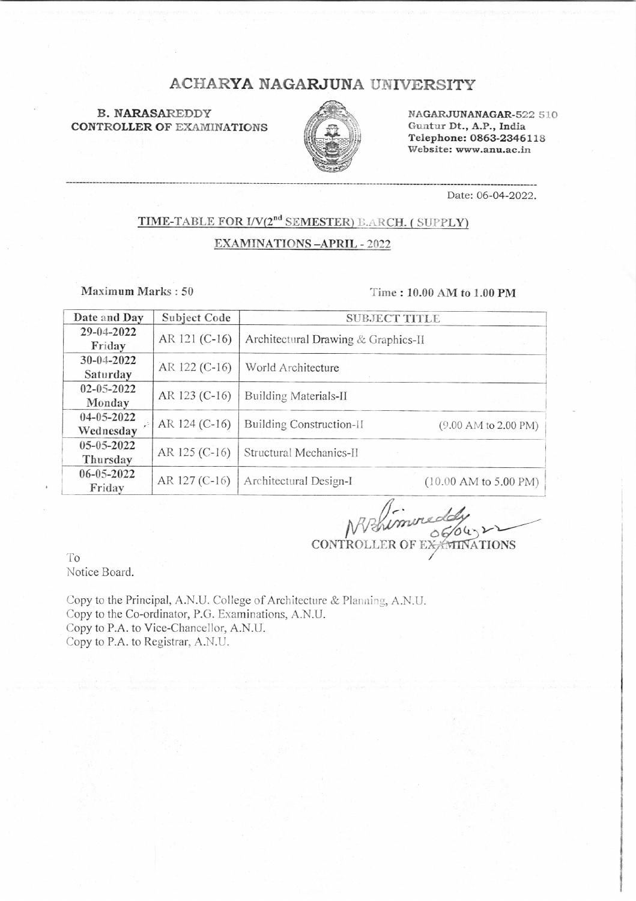# ACHARYA NAGARJUNA UNIVERSITY

**B. NARASAREDDY**
**CONTROLLER OF EXAMINATIONS**

**NAGARJUNANAGAR-522 510**
**Guntur Dt., A.P., India**
**Telephone: 0863-2346118**
**Website: www.anu.ac.in**

---

Date: 06-04-2022.

## TIME-TABLE FOR I/V(2nd SEMESTER) B.ARCH. ( SUPPLY)

## EXAMINATIONS –APRIL - 2022

**Maximum Marks : 50** **Time : 10.00 AM to 1.00 PM**

| Date and Day | Subject Code | SUBJECT TITLE |
|---|---|---|
| 29-04-2022 Friday | AR 121 (C-16) | Architectural Drawing & Graphics-II |
| 30-04-2022 Saturday | AR 122 (C-16) | World Architecture |
| 02-05-2022 Monday | AR 123 (C-16) | Building Materials-II |
| 04-05-2022 Wednesday | AR 124 (C-16) | Building Construction-II (9.00 AM to 2.00 PM) |
| 05-05-2022 Thursday | AR 125 (C-16) | Structural Mechanics-II |
| 06-05-2022 Friday | AR 127 (C-16) | Architectural Design-I (10.00 AM to 5.00 PM) |

NBhimareddy 06/04/22
CONTROLLER OF EXAMINATIONS

To
Notice Board.

Copy to the Principal, A.N.U. College of Architecture & Planning, A.N.U.
Copy to the Co-ordinator, P.G. Examinations, A.N.U.
Copy to P.A. to Vice-Chancellor, A.N.U.
Copy to P.A. to Registrar, A.N.U.